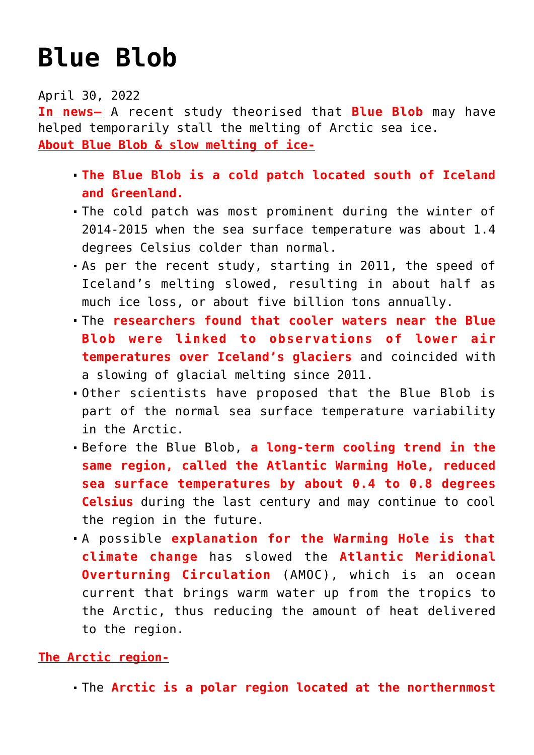# Blue Blob

April 30, 2022

**In news–** A recent study theorised that **Blue Blob** may have helped temporarily stall the melting of Arctic sea ice.

**About Blue Blob & slow melting of ice-**

- **The Blue Blob is a cold patch located south of Iceland and Greenland.**
- The cold patch was most prominent during the winter of 2014-2015 when the sea surface temperature was about 1.4 degrees Celsius colder than normal.
- As per the recent study, starting in 2011, the speed of Iceland's melting slowed, resulting in about half as much ice loss, or about five billion tons annually.
- The **researchers found that cooler waters near the Blue Blob were linked to observations of lower air temperatures over Iceland's glaciers** and coincided with a slowing of glacial melting since 2011.
- Other scientists have proposed that the Blue Blob is part of the normal sea surface temperature variability in the Arctic.
- Before the Blue Blob, **a long-term cooling trend in the same region, called the Atlantic Warming Hole, reduced sea surface temperatures by about 0.4 to 0.8 degrees Celsius** during the last century and may continue to cool the region in the future.
- A possible **explanation for the Warming Hole is that climate change** has slowed the **Atlantic Meridional Overturning Circulation** (AMOC), which is an ocean current that brings warm water up from the tropics to the Arctic, thus reducing the amount of heat delivered to the region.

**The Arctic region-**

- The **Arctic is a polar region located at the northernmost**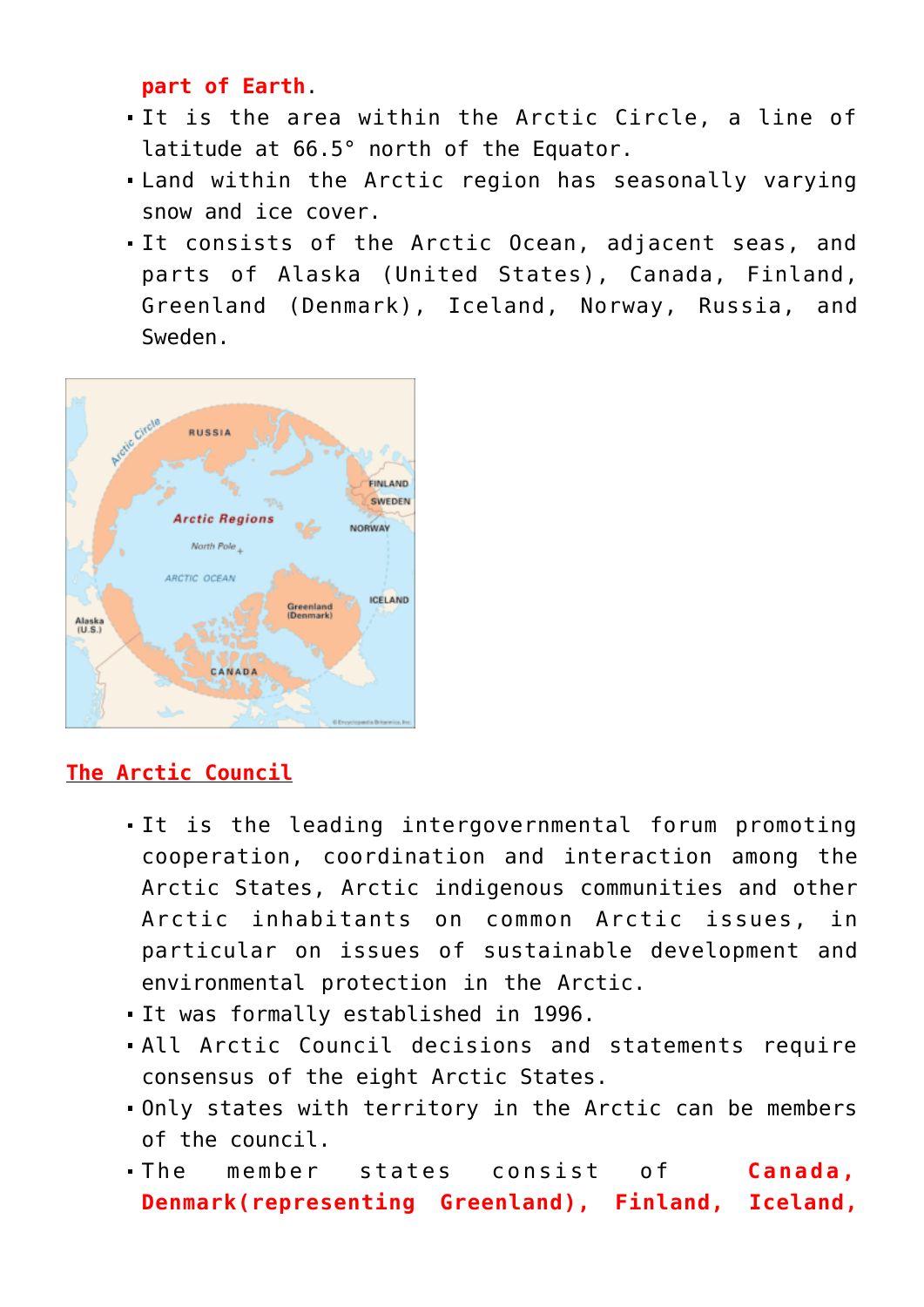**part of Earth**.

- It is the area within the Arctic Circle, a line of latitude at 66.5° north of the Equator.
- Land within the Arctic region has seasonally varying snow and ice cover.
- It consists of the Arctic Ocean, adjacent seas, and parts of Alaska (United States), Canada, Finland, Greenland (Denmark), Iceland, Norway, Russia, and Sweden.

## The Arctic Council

- It is the leading intergovernmental forum promoting cooperation, coordination and interaction among the Arctic States, Arctic indigenous communities and other Arctic inhabitants on common Arctic issues, in particular on issues of sustainable development and environmental protection in the Arctic.
- It was formally established in 1996.
- All Arctic Council decisions and statements require consensus of the eight Arctic States.
- Only states with territory in the Arctic can be members of the council.
- The member states consist of **Canada, Denmark(representing Greenland), Finland, Iceland,**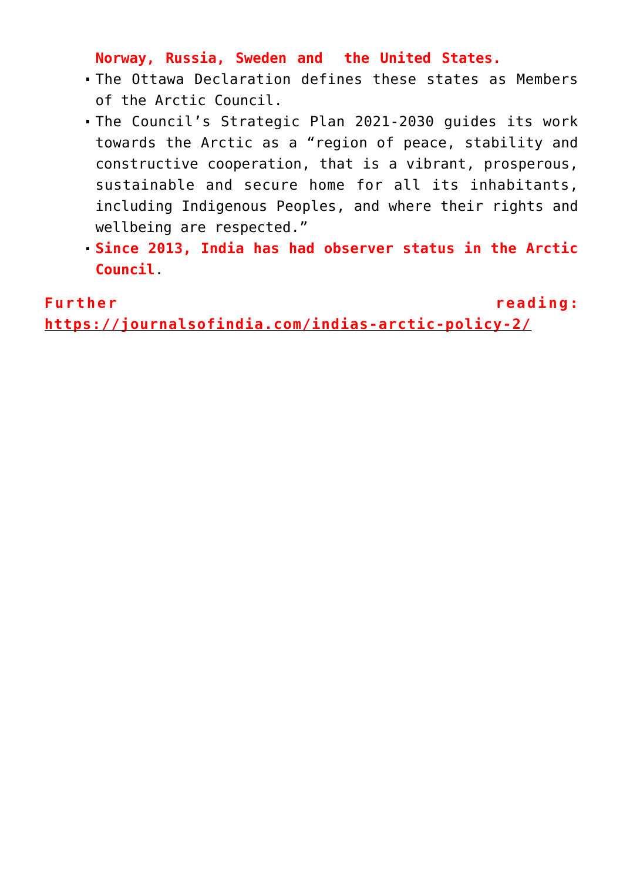**Norway, Russia, Sweden and the United States.**

- The Ottawa Declaration defines these states as Members of the Arctic Council.
- The Council's Strategic Plan 2021-2030 guides its work towards the Arctic as a "region of peace, stability and constructive cooperation, that is a vibrant, prosperous, sustainable and secure home for all its inhabitants, including Indigenous Peoples, and where their rights and wellbeing are respected."
- **Since 2013, India has had observer status in the Arctic Council**.

**Further reading: https://journalsofindia.com/indias-arctic-policy-2/**